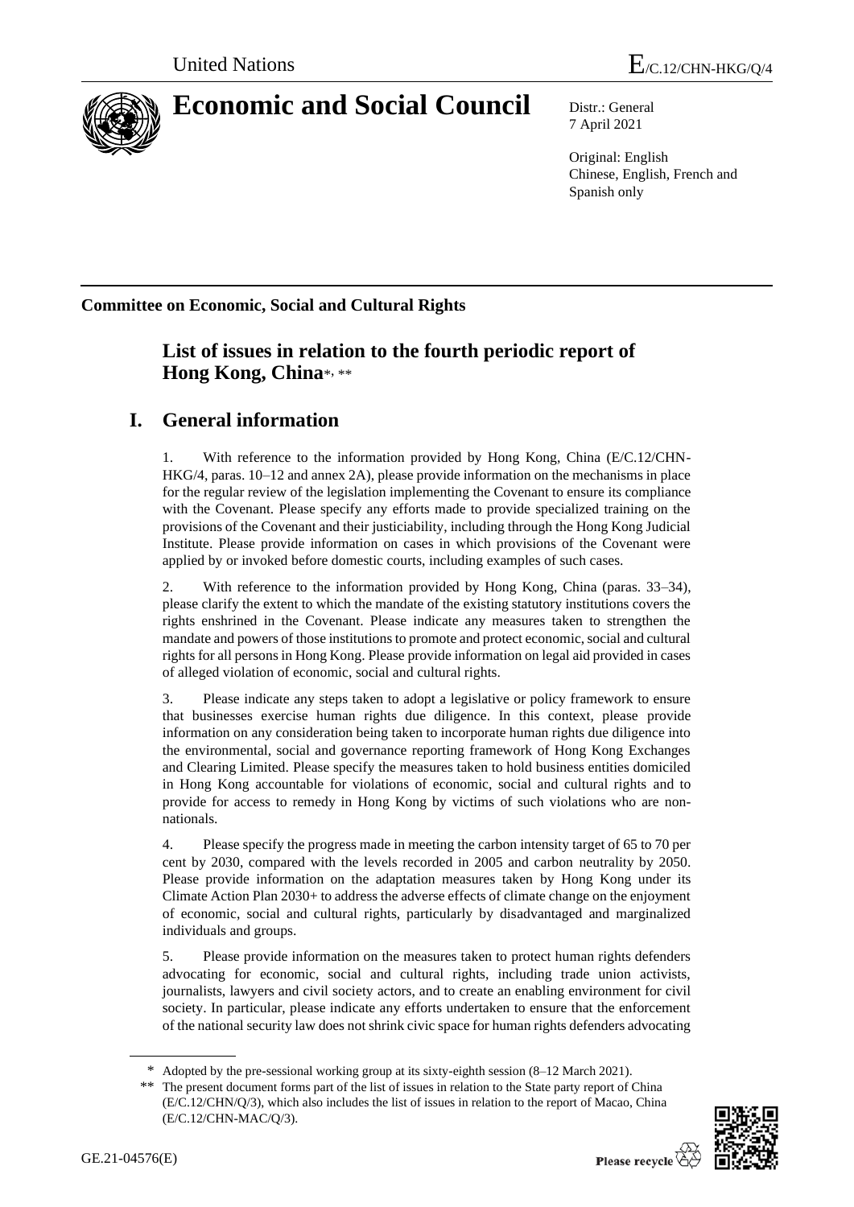United Nations

E/C.12/CHN-HKG/Q/4

# Economic and Social Council

Distr.: General
7 April 2021

Original: English
Chinese, English, French and Spanish only

**Committee on Economic, Social and Cultural Rights**

## List of issues in relation to the fourth periodic report of Hong Kong, China*, **

# I. General information

1. With reference to the information provided by Hong Kong, China (E/C.12/CHN-HKG/4, paras. 10–12 and annex 2A), please provide information on the mechanisms in place for the regular review of the legislation implementing the Covenant to ensure its compliance with the Covenant. Please specify any efforts made to provide specialized training on the provisions of the Covenant and their justiciability, including through the Hong Kong Judicial Institute. Please provide information on cases in which provisions of the Covenant were applied by or invoked before domestic courts, including examples of such cases.

2. With reference to the information provided by Hong Kong, China (paras. 33–34), please clarify the extent to which the mandate of the existing statutory institutions covers the rights enshrined in the Covenant. Please indicate any measures taken to strengthen the mandate and powers of those institutions to promote and protect economic, social and cultural rights for all persons in Hong Kong. Please provide information on legal aid provided in cases of alleged violation of economic, social and cultural rights.

3. Please indicate any steps taken to adopt a legislative or policy framework to ensure that businesses exercise human rights due diligence. In this context, please provide information on any consideration being taken to incorporate human rights due diligence into the environmental, social and governance reporting framework of Hong Kong Exchanges and Clearing Limited. Please specify the measures taken to hold business entities domiciled in Hong Kong accountable for violations of economic, social and cultural rights and to provide for access to remedy in Hong Kong by victims of such violations who are non-nationals.

4. Please specify the progress made in meeting the carbon intensity target of 65 to 70 per cent by 2030, compared with the levels recorded in 2005 and carbon neutrality by 2050. Please provide information on the adaptation measures taken by Hong Kong under its Climate Action Plan 2030+ to address the adverse effects of climate change on the enjoyment of economic, social and cultural rights, particularly by disadvantaged and marginalized individuals and groups.

5. Please provide information on the measures taken to protect human rights defenders advocating for economic, social and cultural rights, including trade union activists, journalists, lawyers and civil society actors, and to create an enabling environment for civil society. In particular, please indicate any efforts undertaken to ensure that the enforcement of the national security law does not shrink civic space for human rights defenders advocating

\* Adopted by the pre-sessional working group at its sixty-eighth session (8–12 March 2021).

\*\* The present document forms part of the list of issues in relation to the State party report of China (E/C.12/CHN/Q/3), which also includes the list of issues in relation to the report of Macao, China (E/C.12/CHN-MAC/Q/3).

GE.21-04576(E)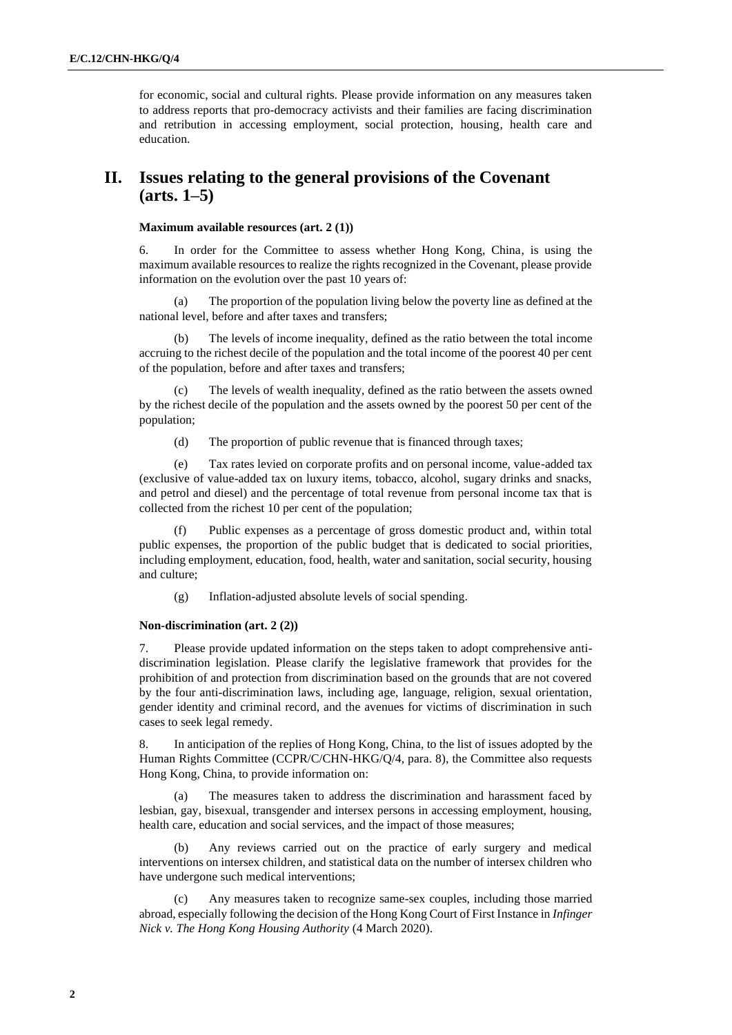for economic, social and cultural rights. Please provide information on any measures taken to address reports that pro-democracy activists and their families are facing discrimination and retribution in accessing employment, social protection, housing, health care and education.

## II. Issues relating to the general provisions of the Covenant (arts. 1–5)

#### Maximum available resources (art. 2 (1))

6. In order for the Committee to assess whether Hong Kong, China, is using the maximum available resources to realize the rights recognized in the Covenant, please provide information on the evolution over the past 10 years of:

(a) The proportion of the population living below the poverty line as defined at the national level, before and after taxes and transfers;

(b) The levels of income inequality, defined as the ratio between the total income accruing to the richest decile of the population and the total income of the poorest 40 per cent of the population, before and after taxes and transfers;

(c) The levels of wealth inequality, defined as the ratio between the assets owned by the richest decile of the population and the assets owned by the poorest 50 per cent of the population;

(d) The proportion of public revenue that is financed through taxes;

(e) Tax rates levied on corporate profits and on personal income, value-added tax (exclusive of value-added tax on luxury items, tobacco, alcohol, sugary drinks and snacks, and petrol and diesel) and the percentage of total revenue from personal income tax that is collected from the richest 10 per cent of the population;

(f) Public expenses as a percentage of gross domestic product and, within total public expenses, the proportion of the public budget that is dedicated to social priorities, including employment, education, food, health, water and sanitation, social security, housing and culture;

(g) Inflation-adjusted absolute levels of social spending.

#### Non-discrimination (art. 2 (2))

7. Please provide updated information on the steps taken to adopt comprehensive anti-discrimination legislation. Please clarify the legislative framework that provides for the prohibition of and protection from discrimination based on the grounds that are not covered by the four anti-discrimination laws, including age, language, religion, sexual orientation, gender identity and criminal record, and the avenues for victims of discrimination in such cases to seek legal remedy.

8. In anticipation of the replies of Hong Kong, China, to the list of issues adopted by the Human Rights Committee (CCPR/C/CHN-HKG/Q/4, para. 8), the Committee also requests Hong Kong, China, to provide information on:

(a) The measures taken to address the discrimination and harassment faced by lesbian, gay, bisexual, transgender and intersex persons in accessing employment, housing, health care, education and social services, and the impact of those measures;

(b) Any reviews carried out on the practice of early surgery and medical interventions on intersex children, and statistical data on the number of intersex children who have undergone such medical interventions;

(c) Any measures taken to recognize same-sex couples, including those married abroad, especially following the decision of the Hong Kong Court of First Instance in *Infinger Nick v. The Hong Kong Housing Authority* (4 March 2020).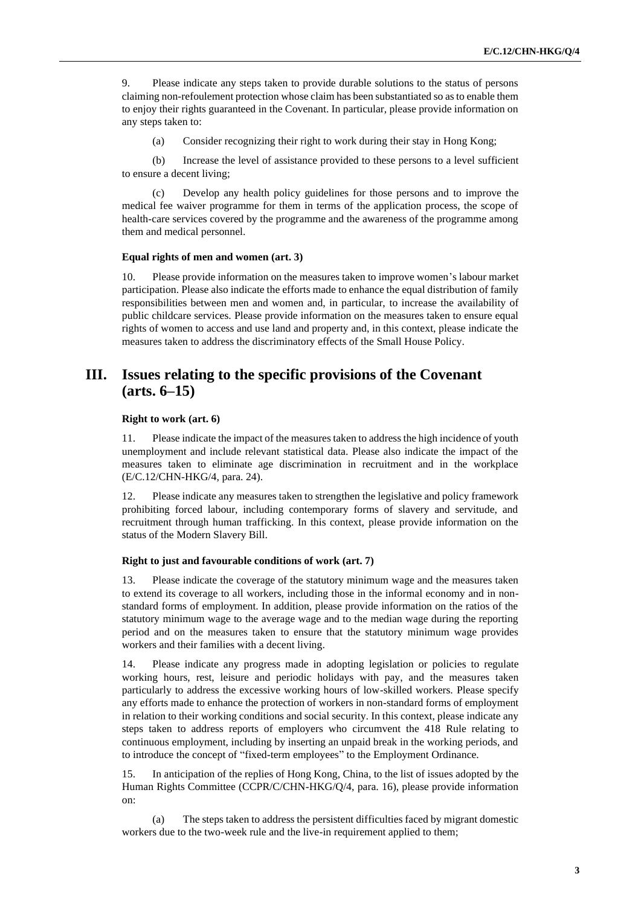9. Please indicate any steps taken to provide durable solutions to the status of persons claiming non-refoulement protection whose claim has been substantiated so as to enable them to enjoy their rights guaranteed in the Covenant. In particular, please provide information on any steps taken to:

(a) Consider recognizing their right to work during their stay in Hong Kong;

(b) Increase the level of assistance provided to these persons to a level sufficient to ensure a decent living;

(c) Develop any health policy guidelines for those persons and to improve the medical fee waiver programme for them in terms of the application process, the scope of health-care services covered by the programme and the awareness of the programme among them and medical personnel.

**Equal rights of men and women (art. 3)**

10. Please provide information on the measures taken to improve women's labour market participation. Please also indicate the efforts made to enhance the equal distribution of family responsibilities between men and women and, in particular, to increase the availability of public childcare services. Please provide information on the measures taken to ensure equal rights of women to access and use land and property and, in this context, please indicate the measures taken to address the discriminatory effects of the Small House Policy.

## III. Issues relating to the specific provisions of the Covenant (arts. 6–15)

**Right to work (art. 6)**

11. Please indicate the impact of the measures taken to address the high incidence of youth unemployment and include relevant statistical data. Please also indicate the impact of the measures taken to eliminate age discrimination in recruitment and in the workplace (E/C.12/CHN-HKG/4, para. 24).

12. Please indicate any measures taken to strengthen the legislative and policy framework prohibiting forced labour, including contemporary forms of slavery and servitude, and recruitment through human trafficking. In this context, please provide information on the status of the Modern Slavery Bill.

**Right to just and favourable conditions of work (art. 7)**

13. Please indicate the coverage of the statutory minimum wage and the measures taken to extend its coverage to all workers, including those in the informal economy and in non-standard forms of employment. In addition, please provide information on the ratios of the statutory minimum wage to the average wage and to the median wage during the reporting period and on the measures taken to ensure that the statutory minimum wage provides workers and their families with a decent living.

14. Please indicate any progress made in adopting legislation or policies to regulate working hours, rest, leisure and periodic holidays with pay, and the measures taken particularly to address the excessive working hours of low-skilled workers. Please specify any efforts made to enhance the protection of workers in non-standard forms of employment in relation to their working conditions and social security. In this context, please indicate any steps taken to address reports of employers who circumvent the 418 Rule relating to continuous employment, including by inserting an unpaid break in the working periods, and to introduce the concept of "fixed-term employees" to the Employment Ordinance.

15. In anticipation of the replies of Hong Kong, China, to the list of issues adopted by the Human Rights Committee (CCPR/C/CHN-HKG/Q/4, para. 16), please provide information on:

(a) The steps taken to address the persistent difficulties faced by migrant domestic workers due to the two-week rule and the live-in requirement applied to them;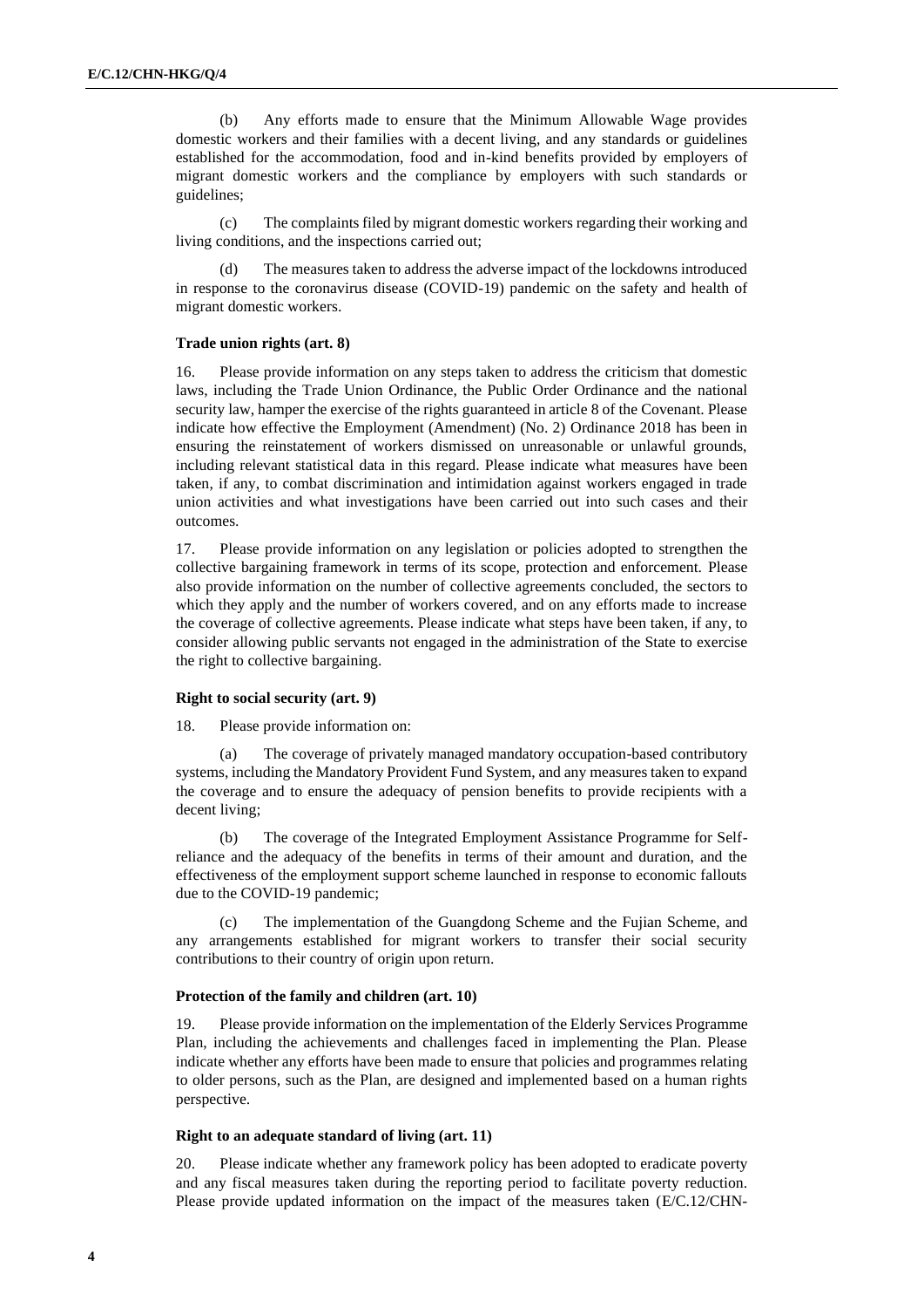(b) Any efforts made to ensure that the Minimum Allowable Wage provides domestic workers and their families with a decent living, and any standards or guidelines established for the accommodation, food and in-kind benefits provided by employers of migrant domestic workers and the compliance by employers with such standards or guidelines;

(c) The complaints filed by migrant domestic workers regarding their working and living conditions, and the inspections carried out;

(d) The measures taken to address the adverse impact of the lockdowns introduced in response to the coronavirus disease (COVID-19) pandemic on the safety and health of migrant domestic workers.

### Trade union rights (art. 8)

16. Please provide information on any steps taken to address the criticism that domestic laws, including the Trade Union Ordinance, the Public Order Ordinance and the national security law, hamper the exercise of the rights guaranteed in article 8 of the Covenant. Please indicate how effective the Employment (Amendment) (No. 2) Ordinance 2018 has been in ensuring the reinstatement of workers dismissed on unreasonable or unlawful grounds, including relevant statistical data in this regard. Please indicate what measures have been taken, if any, to combat discrimination and intimidation against workers engaged in trade union activities and what investigations have been carried out into such cases and their outcomes.

17. Please provide information on any legislation or policies adopted to strengthen the collective bargaining framework in terms of its scope, protection and enforcement. Please also provide information on the number of collective agreements concluded, the sectors to which they apply and the number of workers covered, and on any efforts made to increase the coverage of collective agreements. Please indicate what steps have been taken, if any, to consider allowing public servants not engaged in the administration of the State to exercise the right to collective bargaining.

### Right to social security (art. 9)

18. Please provide information on:

(a) The coverage of privately managed mandatory occupation-based contributory systems, including the Mandatory Provident Fund System, and any measures taken to expand the coverage and to ensure the adequacy of pension benefits to provide recipients with a decent living;

(b) The coverage of the Integrated Employment Assistance Programme for Self-reliance and the adequacy of the benefits in terms of their amount and duration, and the effectiveness of the employment support scheme launched in response to economic fallouts due to the COVID-19 pandemic;

(c) The implementation of the Guangdong Scheme and the Fujian Scheme, and any arrangements established for migrant workers to transfer their social security contributions to their country of origin upon return.

### Protection of the family and children (art. 10)

19. Please provide information on the implementation of the Elderly Services Programme Plan, including the achievements and challenges faced in implementing the Plan. Please indicate whether any efforts have been made to ensure that policies and programmes relating to older persons, such as the Plan, are designed and implemented based on a human rights perspective.

### Right to an adequate standard of living (art. 11)

20. Please indicate whether any framework policy has been adopted to eradicate poverty and any fiscal measures taken during the reporting period to facilitate poverty reduction. Please provide updated information on the impact of the measures taken (E/C.12/CHN-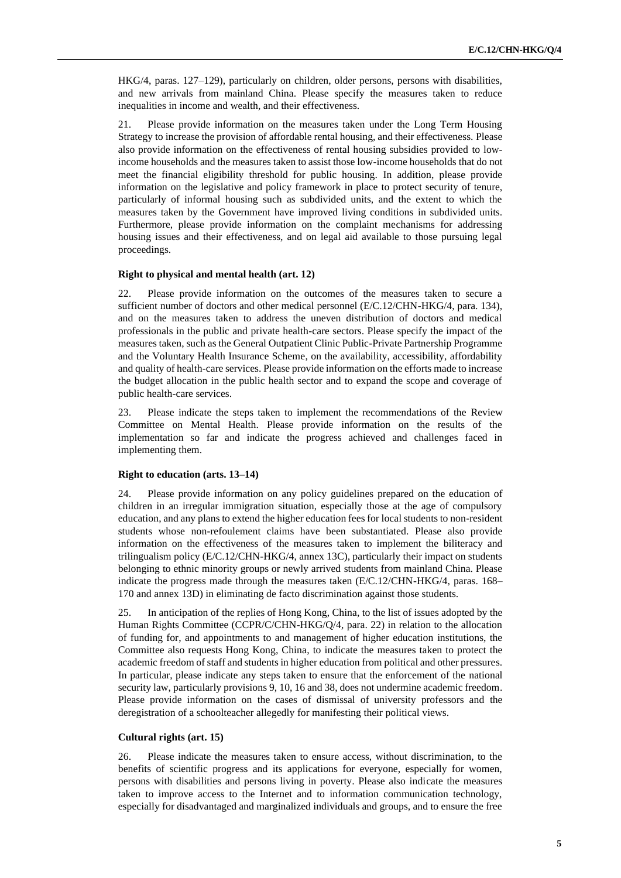HKG/4, paras. 127–129), particularly on children, older persons, persons with disabilities, and new arrivals from mainland China. Please specify the measures taken to reduce inequalities in income and wealth, and their effectiveness.

21. Please provide information on the measures taken under the Long Term Housing Strategy to increase the provision of affordable rental housing, and their effectiveness. Please also provide information on the effectiveness of rental housing subsidies provided to low-income households and the measures taken to assist those low-income households that do not meet the financial eligibility threshold for public housing. In addition, please provide information on the legislative and policy framework in place to protect security of tenure, particularly of informal housing such as subdivided units, and the extent to which the measures taken by the Government have improved living conditions in subdivided units. Furthermore, please provide information on the complaint mechanisms for addressing housing issues and their effectiveness, and on legal aid available to those pursuing legal proceedings.

### Right to physical and mental health (art. 12)

22. Please provide information on the outcomes of the measures taken to secure a sufficient number of doctors and other medical personnel (E/C.12/CHN-HKG/4, para. 134), and on the measures taken to address the uneven distribution of doctors and medical professionals in the public and private health-care sectors. Please specify the impact of the measures taken, such as the General Outpatient Clinic Public-Private Partnership Programme and the Voluntary Health Insurance Scheme, on the availability, accessibility, affordability and quality of health-care services. Please provide information on the efforts made to increase the budget allocation in the public health sector and to expand the scope and coverage of public health-care services.

23. Please indicate the steps taken to implement the recommendations of the Review Committee on Mental Health. Please provide information on the results of the implementation so far and indicate the progress achieved and challenges faced in implementing them.

### Right to education (arts. 13–14)

24. Please provide information on any policy guidelines prepared on the education of children in an irregular immigration situation, especially those at the age of compulsory education, and any plans to extend the higher education fees for local students to non-resident students whose non-refoulement claims have been substantiated. Please also provide information on the effectiveness of the measures taken to implement the biliteracy and trilingualism policy (E/C.12/CHN-HKG/4, annex 13C), particularly their impact on students belonging to ethnic minority groups or newly arrived students from mainland China. Please indicate the progress made through the measures taken (E/C.12/CHN-HKG/4, paras. 168–170 and annex 13D) in eliminating de facto discrimination against those students.

25. In anticipation of the replies of Hong Kong, China, to the list of issues adopted by the Human Rights Committee (CCPR/C/CHN-HKG/Q/4, para. 22) in relation to the allocation of funding for, and appointments to and management of higher education institutions, the Committee also requests Hong Kong, China, to indicate the measures taken to protect the academic freedom of staff and students in higher education from political and other pressures. In particular, please indicate any steps taken to ensure that the enforcement of the national security law, particularly provisions 9, 10, 16 and 38, does not undermine academic freedom. Please provide information on the cases of dismissal of university professors and the deregistration of a schoolteacher allegedly for manifesting their political views.

### Cultural rights (art. 15)

26. Please indicate the measures taken to ensure access, without discrimination, to the benefits of scientific progress and its applications for everyone, especially for women, persons with disabilities and persons living in poverty. Please also indicate the measures taken to improve access to the Internet and to information communication technology, especially for disadvantaged and marginalized individuals and groups, and to ensure the free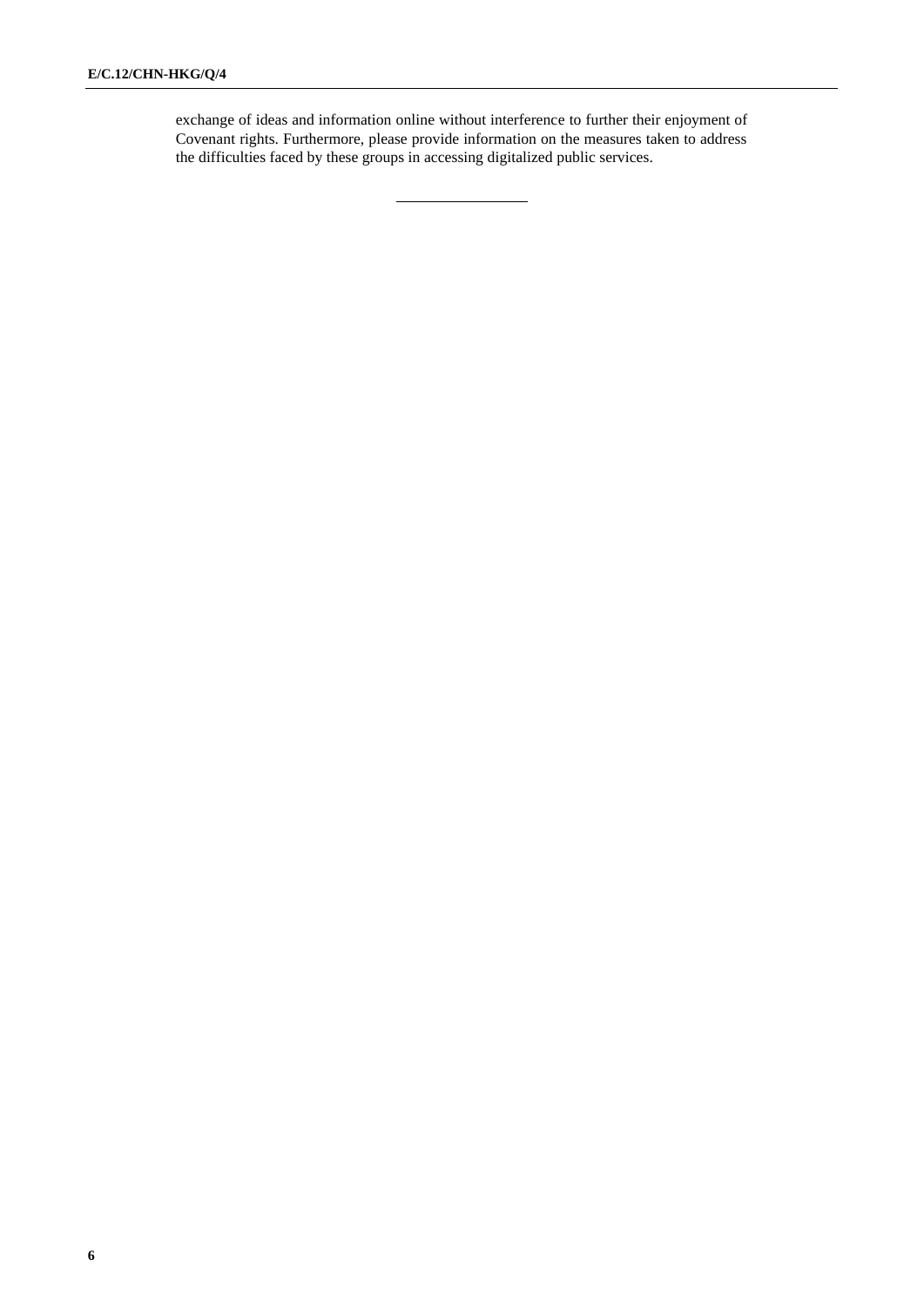exchange of ideas and information online without interference to further their enjoyment of Covenant rights. Furthermore, please provide information on the measures taken to address the difficulties faced by these groups in accessing digitalized public services.